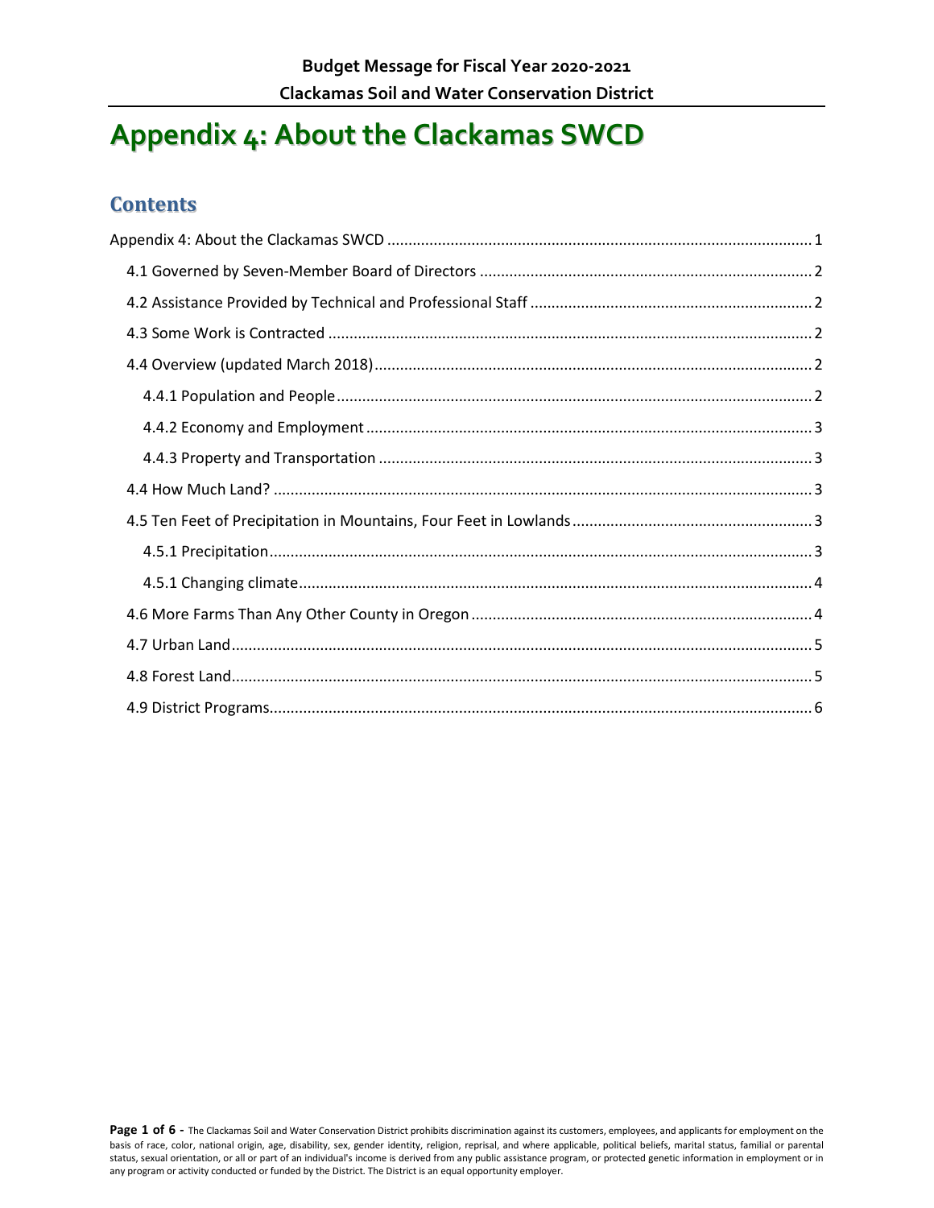# Appendix 4: About the Clackamas SWCD

## Contents

Appendix 4: About the Clackamas SWCD ..... 1

- 4.1 Governed by Seven-Member Board of Directors ..... 2
- 4.2 Assistance Provided by Technical and Professional Staff ..... 2
- 4.3 Some Work is Contracted ..... 2
- 4.4 Overview (updated March 2018) ..... 2
  - 4.4.1 Population and People ..... 2
  - 4.4.2 Economy and Employment ..... 3
  - 4.4.3 Property and Transportation ..... 3
- 4.4 How Much Land? ..... 3
- 4.5 Ten Feet of Precipitation in Mountains, Four Feet in Lowlands ..... 3
  - 4.5.1 Precipitation ..... 3
  - 4.5.1 Changing climate ..... 4
- 4.6 More Farms Than Any Other County in Oregon ..... 4
- 4.7 Urban Land ..... 5
- 4.8 Forest Land ..... 5
- 4.9 District Programs ..... 6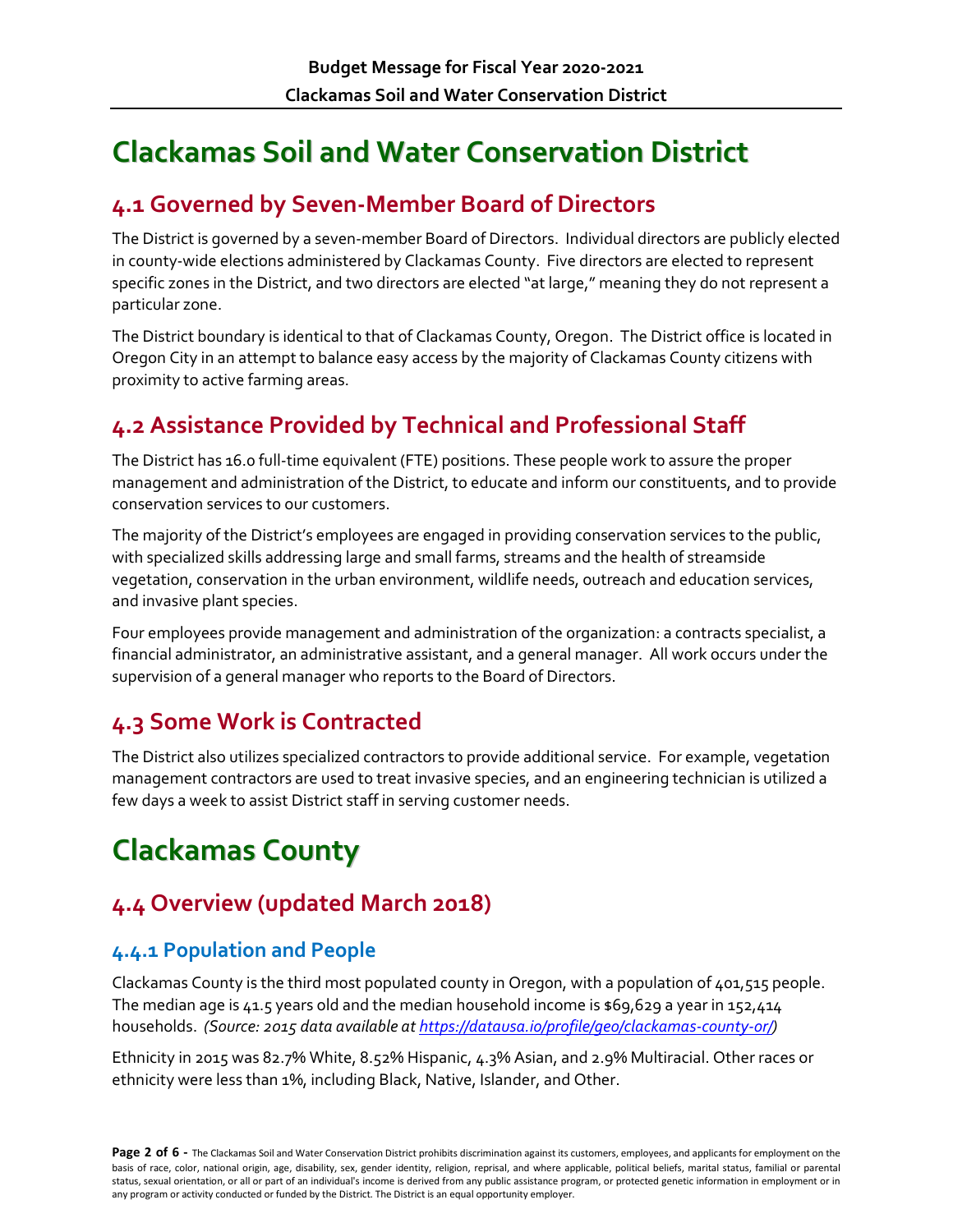# Clackamas Soil and Water Conservation District

## 4.1 Governed by Seven-Member Board of Directors

The District is governed by a seven-member Board of Directors. Individual directors are publicly elected in county-wide elections administered by Clackamas County. Five directors are elected to represent specific zones in the District, and two directors are elected "at large," meaning they do not represent a particular zone.

The District boundary is identical to that of Clackamas County, Oregon. The District office is located in Oregon City in an attempt to balance easy access by the majority of Clackamas County citizens with proximity to active farming areas.

## 4.2 Assistance Provided by Technical and Professional Staff

The District has 16.0 full-time equivalent (FTE) positions. These people work to assure the proper management and administration of the District, to educate and inform our constituents, and to provide conservation services to our customers.

The majority of the District's employees are engaged in providing conservation services to the public, with specialized skills addressing large and small farms, streams and the health of streamside vegetation, conservation in the urban environment, wildlife needs, outreach and education services, and invasive plant species.

Four employees provide management and administration of the organization: a contracts specialist, a financial administrator, an administrative assistant, and a general manager. All work occurs under the supervision of a general manager who reports to the Board of Directors.

## 4.3 Some Work is Contracted

The District also utilizes specialized contractors to provide additional service. For example, vegetation management contractors are used to treat invasive species, and an engineering technician is utilized a few days a week to assist District staff in serving customer needs.

# Clackamas County

## 4.4 Overview (updated March 2018)

### 4.4.1 Population and People

Clackamas County is the third most populated county in Oregon, with a population of 401,515 people. The median age is 41.5 years old and the median household income is $69,629 a year in 152,414 households. *(Source: 2015 data available at [https://datausa.io/profile/geo/clackamas-county-or/](https://datausa.io/profile/geo/clackamas-county-or/))*

Ethnicity in 2015 was 82.7% White, 8.52% Hispanic, 4.3% Asian, and 2.9% Multiracial. Other races or ethnicity were less than 1%, including Black, Native, Islander, and Other.

The Clackamas Soil and Water Conservation District prohibits discrimination against its customers, employees, and applicants for employment on the basis of race, color, national origin, age, disability, sex, gender identity, religion, reprisal, and where applicable, political beliefs, marital status, familial or parental status, sexual orientation, or all or part of an individual's income is derived from any public assistance program, or protected genetic information in employment or in any program or activity conducted or funded by the District. The District is an equal opportunity employer.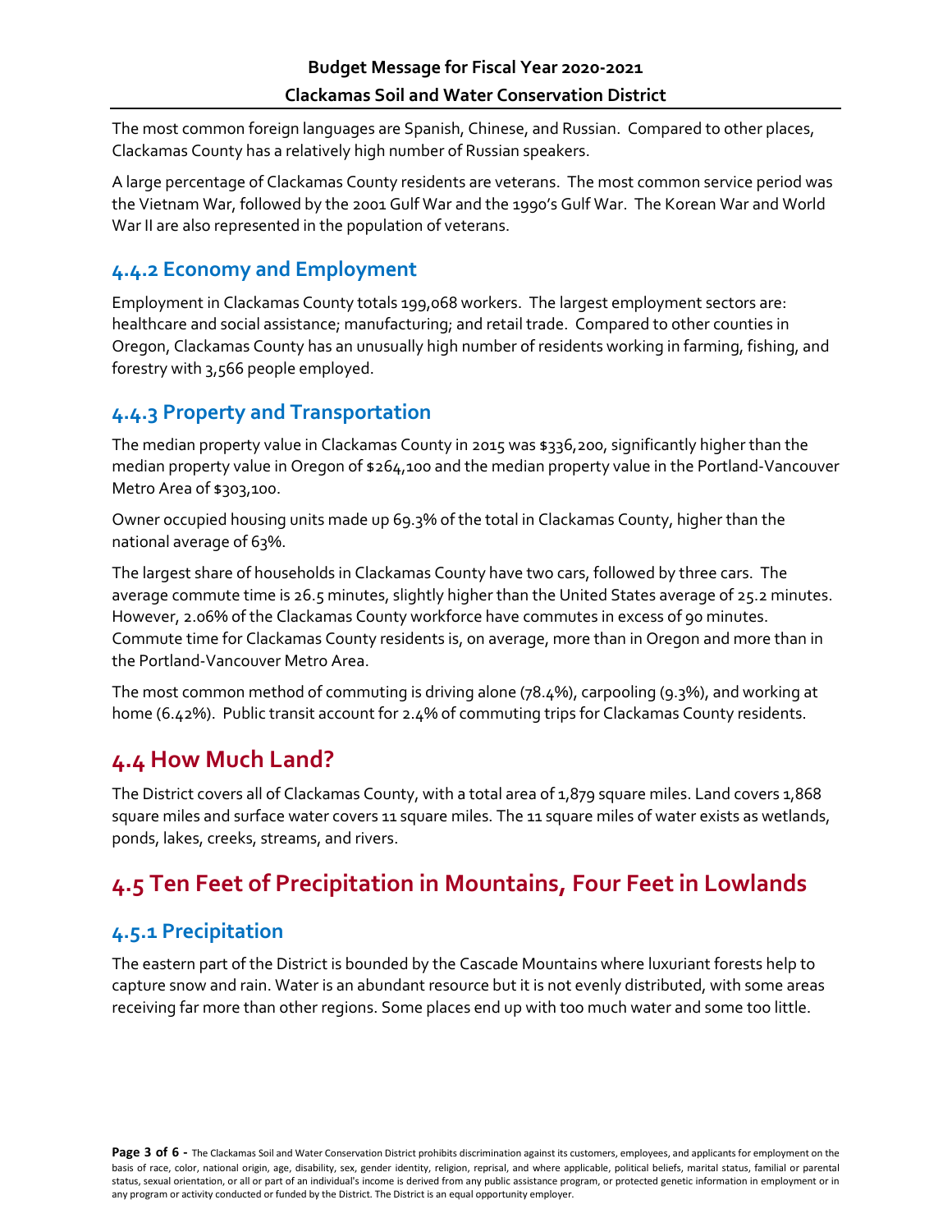The most common foreign languages are Spanish, Chinese, and Russian. Compared to other places, Clackamas County has a relatively high number of Russian speakers.

A large percentage of Clackamas County residents are veterans. The most common service period was the Vietnam War, followed by the 2001 Gulf War and the 1990's Gulf War. The Korean War and World War II are also represented in the population of veterans.

### 4.4.2 Economy and Employment

Employment in Clackamas County totals 199,068 workers. The largest employment sectors are: healthcare and social assistance; manufacturing; and retail trade. Compared to other counties in Oregon, Clackamas County has an unusually high number of residents working in farming, fishing, and forestry with 3,566 people employed.

### 4.4.3 Property and Transportation

The median property value in Clackamas County in 2015 was $336,200, significantly higher than the median property value in Oregon of $264,100 and the median property value in the Portland-Vancouver Metro Area of $303,100.

Owner occupied housing units made up 69.3% of the total in Clackamas County, higher than the national average of 63%.

The largest share of households in Clackamas County have two cars, followed by three cars. The average commute time is 26.5 minutes, slightly higher than the United States average of 25.2 minutes. However, 2.06% of the Clackamas County workforce have commutes in excess of 90 minutes. Commute time for Clackamas County residents is, on average, more than in Oregon and more than in the Portland-Vancouver Metro Area.

The most common method of commuting is driving alone (78.4%), carpooling (9.3%), and working at home (6.42%). Public transit account for 2.4% of commuting trips for Clackamas County residents.

## 4.4 How Much Land?

The District covers all of Clackamas County, with a total area of 1,879 square miles. Land covers 1,868 square miles and surface water covers 11 square miles. The 11 square miles of water exists as wetlands, ponds, lakes, creeks, streams, and rivers.

## 4.5 Ten Feet of Precipitation in Mountains, Four Feet in Lowlands

### 4.5.1 Precipitation

The eastern part of the District is bounded by the Cascade Mountains where luxuriant forests help to capture snow and rain. Water is an abundant resource but it is not evenly distributed, with some areas receiving far more than other regions. Some places end up with too much water and some too little.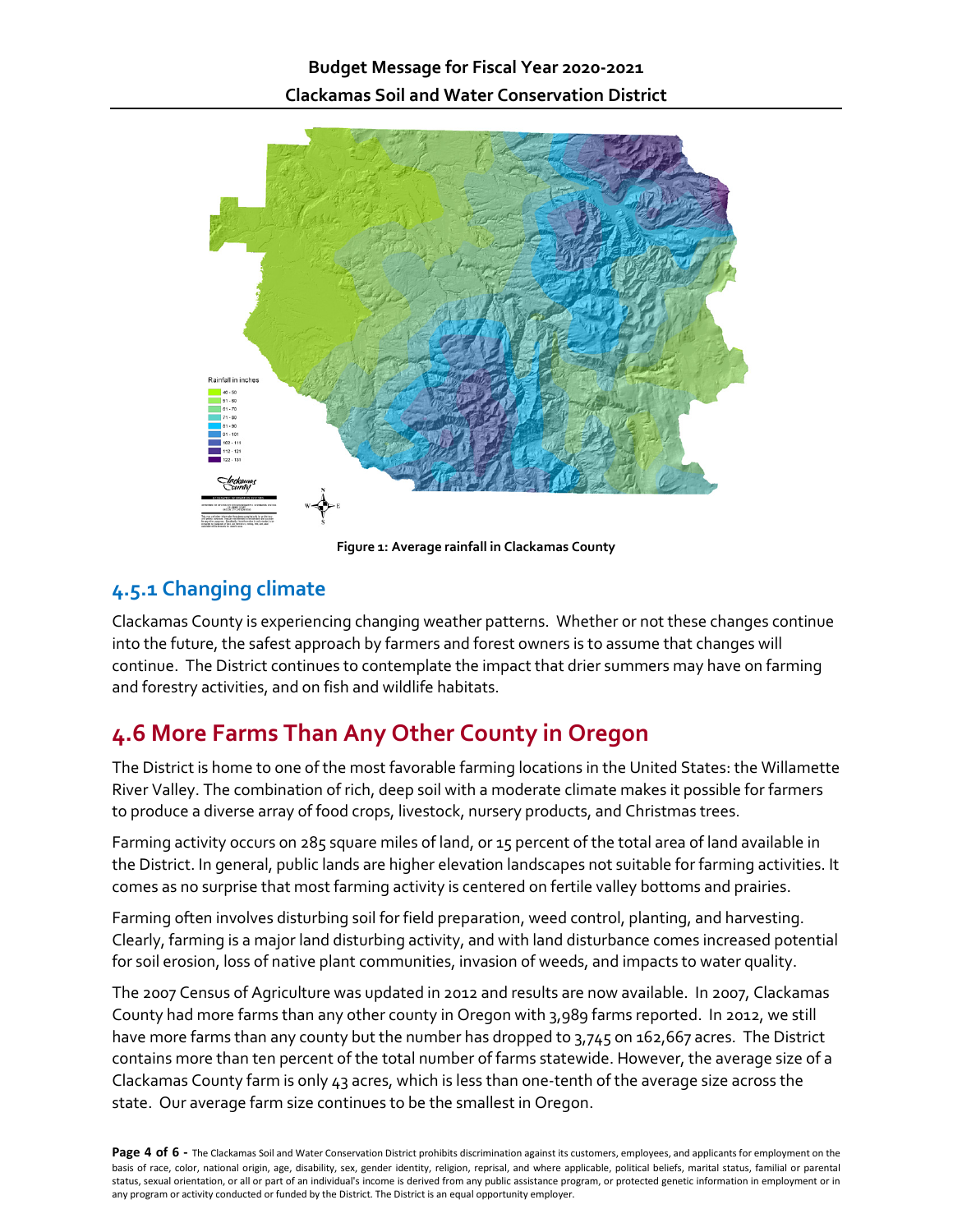Figure 1: Average rainfall in Clackamas County

### 4.5.1 Changing climate

Clackamas County is experiencing changing weather patterns. Whether or not these changes continue into the future, the safest approach by farmers and forest owners is to assume that changes will continue. The District continues to contemplate the impact that drier summers may have on farming and forestry activities, and on fish and wildlife habitats.

## 4.6 More Farms Than Any Other County in Oregon

The District is home to one of the most favorable farming locations in the United States: the Willamette River Valley. The combination of rich, deep soil with a moderate climate makes it possible for farmers to produce a diverse array of food crops, livestock, nursery products, and Christmas trees.

Farming activity occurs on 285 square miles of land, or 15 percent of the total area of land available in the District. In general, public lands are higher elevation landscapes not suitable for farming activities. It comes as no surprise that most farming activity is centered on fertile valley bottoms and prairies.

Farming often involves disturbing soil for field preparation, weed control, planting, and harvesting. Clearly, farming is a major land disturbing activity, and with land disturbance comes increased potential for soil erosion, loss of native plant communities, invasion of weeds, and impacts to water quality.

The 2007 Census of Agriculture was updated in 2012 and results are now available. In 2007, Clackamas County had more farms than any other county in Oregon with 3,989 farms reported. In 2012, we still have more farms than any county but the number has dropped to 3,745 on 162,667 acres. The District contains more than ten percent of the total number of farms statewide. However, the average size of a Clackamas County farm is only 43 acres, which is less than one-tenth of the average size across the state. Our average farm size continues to be the smallest in Oregon.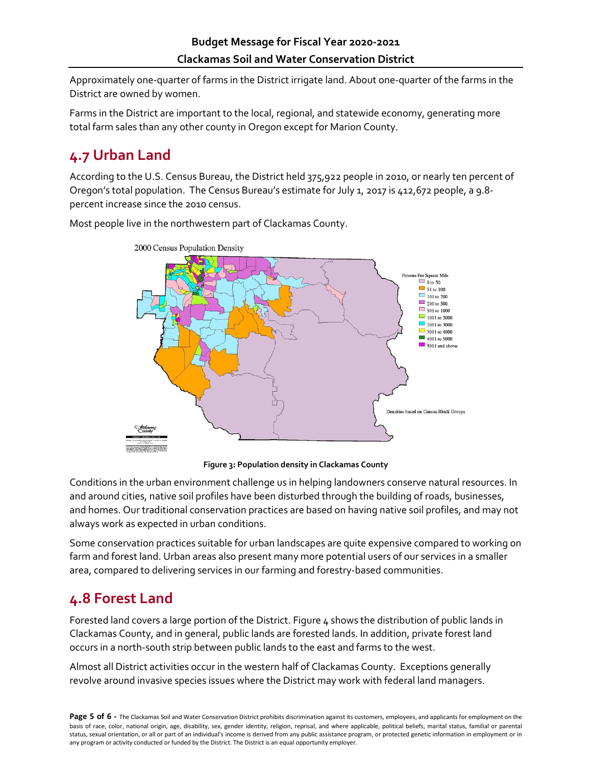Approximately one-quarter of farms in the District irrigate land. About one-quarter of the farms in the District are owned by women.

Farms in the District are important to the local, regional, and statewide economy, generating more total farm sales than any other county in Oregon except for Marion County.

## 4.7 Urban Land

According to the U.S. Census Bureau, the District held 375,922 people in 2010, or nearly ten percent of Oregon's total population. The Census Bureau's estimate for July 1, 2017 is 412,672 people, a 9.8-percent increase since the 2010 census.

Most people live in the northwestern part of Clackamas County.

**Figure 3: Population density in Clackamas County**

Conditions in the urban environment challenge us in helping landowners conserve natural resources. In and around cities, native soil profiles have been disturbed through the building of roads, businesses, and homes. Our traditional conservation practices are based on having native soil profiles, and may not always work as expected in urban conditions.

Some conservation practices suitable for urban landscapes are quite expensive compared to working on farm and forest land. Urban areas also present many more potential users of our services in a smaller area, compared to delivering services in our farming and forestry-based communities.

## 4.8 Forest Land

Forested land covers a large portion of the District. Figure 4 shows the distribution of public lands in Clackamas County, and in general, public lands are forested lands. In addition, private forest land occurs in a north-south strip between public lands to the east and farms to the west.

Almost all District activities occur in the western half of Clackamas County. Exceptions generally revolve around invasive species issues where the District may work with federal land managers.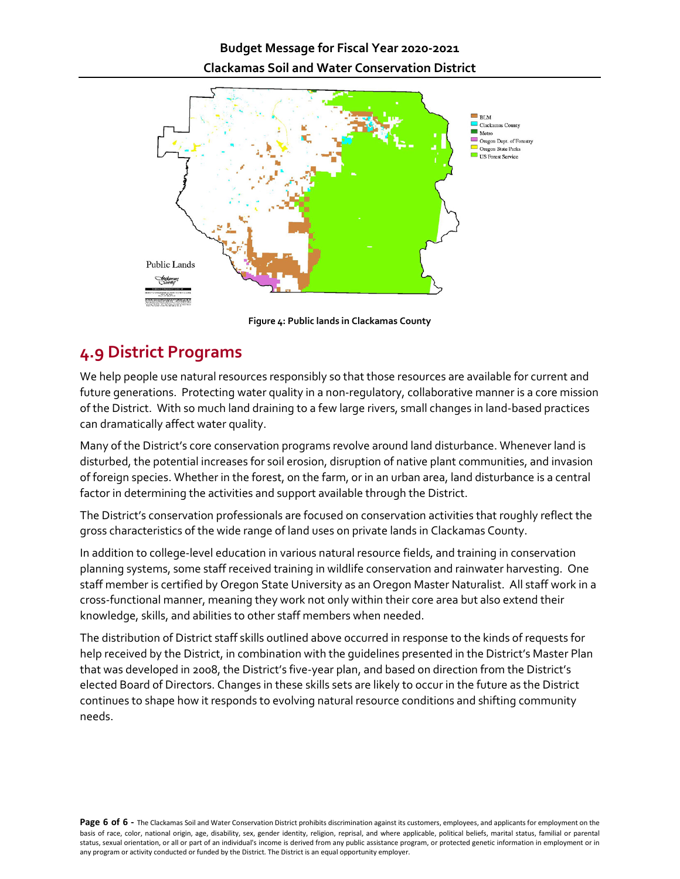BLM
Clackamas County
Metro
Oregon Dept. of Forestry
Oregon State Parks
US Forest Service

Public Lands

**Figure 4: Public lands in Clackamas County**

## 4.9 District Programs

We help people use natural resources responsibly so that those resources are available for current and future generations. Protecting water quality in a non-regulatory, collaborative manner is a core mission of the District. With so much land draining to a few large rivers, small changes in land-based practices can dramatically affect water quality.

Many of the District's core conservation programs revolve around land disturbance. Whenever land is disturbed, the potential increases for soil erosion, disruption of native plant communities, and invasion of foreign species. Whether in the forest, on the farm, or in an urban area, land disturbance is a central factor in determining the activities and support available through the District.

The District's conservation professionals are focused on conservation activities that roughly reflect the gross characteristics of the wide range of land uses on private lands in Clackamas County.

In addition to college-level education in various natural resource fields, and training in conservation planning systems, some staff received training in wildlife conservation and rainwater harvesting. One staff member is certified by Oregon State University as an Oregon Master Naturalist. All staff work in a cross-functional manner, meaning they work not only within their core area but also extend their knowledge, skills, and abilities to other staff members when needed.

The distribution of District staff skills outlined above occurred in response to the kinds of requests for help received by the District, in combination with the guidelines presented in the District's Master Plan that was developed in 2008, the District's five-year plan, and based on direction from the District's elected Board of Directors. Changes in these skills sets are likely to occur in the future as the District continues to shape how it responds to evolving natural resource conditions and shifting community needs.

The Clackamas Soil and Water Conservation District prohibits discrimination against its customers, employees, and applicants for employment on the basis of race, color, national origin, age, disability, sex, gender identity, religion, reprisal, and where applicable, political beliefs, marital status, familial or parental status, sexual orientation, or all or part of an individual's income is derived from any public assistance program, or protected genetic information in employment or in any program or activity conducted or funded by the District. The District is an equal opportunity employer.